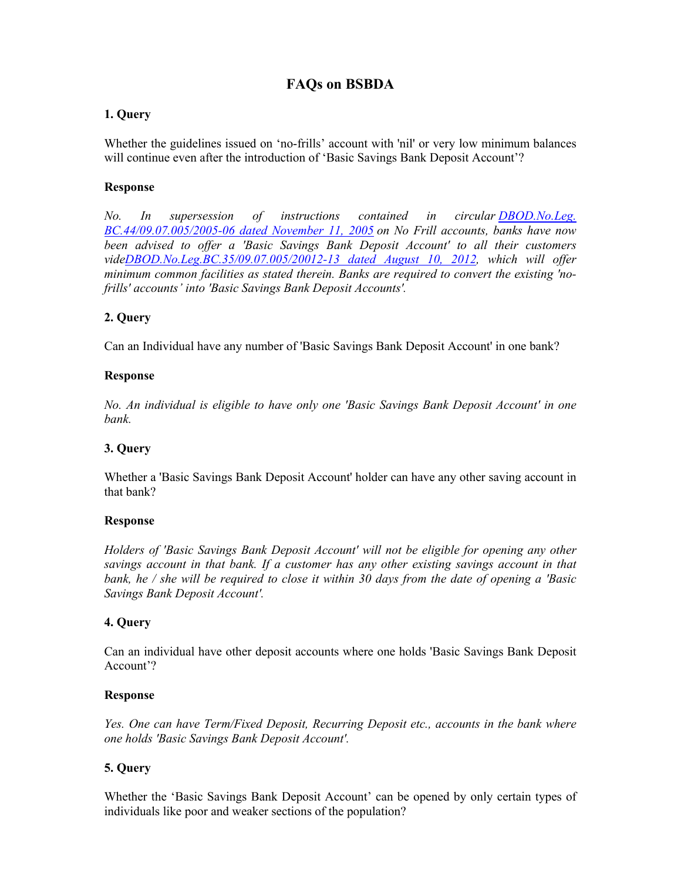# FAQs on BSBDA

**1. Query**

Whether the guidelines issued on 'no-frills' account with 'nil' or very low minimum balances will continue even after the introduction of 'Basic Savings Bank Deposit Account'?

**Response**

*No. In supersession of instructions contained in circular DBOD.No.Leg. BC.44/09.07.005/2005-06 dated November 11, 2005 on No Frill accounts, banks have now been advised to offer a 'Basic Savings Bank Deposit Account' to all their customers videDBOD.No.Leg.BC.35/09.07.005/20012-13 dated August 10, 2012, which will offer minimum common facilities as stated therein. Banks are required to convert the existing 'no-frills' accounts' into 'Basic Savings Bank Deposit Accounts'.*

**2. Query**

Can an Individual have any number of 'Basic Savings Bank Deposit Account' in one bank?

**Response**

*No. An individual is eligible to have only one 'Basic Savings Bank Deposit Account' in one bank.*

**3. Query**

Whether a 'Basic Savings Bank Deposit Account' holder can have any other saving account in that bank?

**Response**

*Holders of 'Basic Savings Bank Deposit Account' will not be eligible for opening any other savings account in that bank. If a customer has any other existing savings account in that bank, he / she will be required to close it within 30 days from the date of opening a 'Basic Savings Bank Deposit Account'.*

**4. Query**

Can an individual have other deposit accounts where one holds 'Basic Savings Bank Deposit Account'?

**Response**

*Yes. One can have Term/Fixed Deposit, Recurring Deposit etc., accounts in the bank where one holds 'Basic Savings Bank Deposit Account'.*

**5. Query**

Whether the 'Basic Savings Bank Deposit Account' can be opened by only certain types of individuals like poor and weaker sections of the population?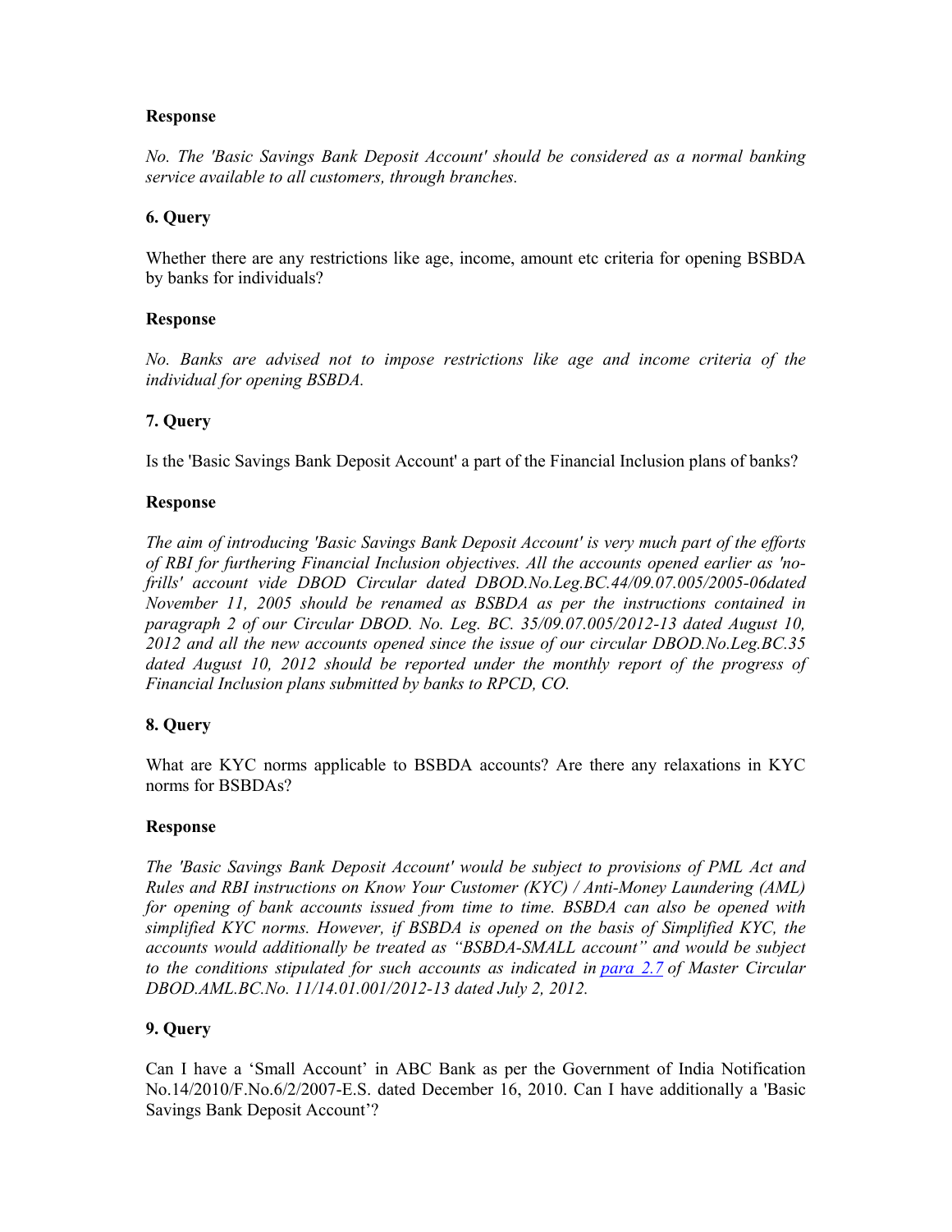**Response**

*No. The 'Basic Savings Bank Deposit Account' should be considered as a normal banking service available to all customers, through branches.*

**6. Query**

Whether there are any restrictions like age, income, amount etc criteria for opening BSBDA by banks for individuals?

**Response**

*No. Banks are advised not to impose restrictions like age and income criteria of the individual for opening BSBDA.*

**7. Query**

Is the 'Basic Savings Bank Deposit Account' a part of the Financial Inclusion plans of banks?

**Response**

*The aim of introducing 'Basic Savings Bank Deposit Account' is very much part of the efforts of RBI for furthering Financial Inclusion objectives. All the accounts opened earlier as 'no-frills' account vide DBOD Circular dated DBOD.No.Leg.BC.44/09.07.005/2005-06dated November 11, 2005 should be renamed as BSBDA as per the instructions contained in paragraph 2 of our Circular DBOD. No. Leg. BC. 35/09.07.005/2012-13 dated August 10, 2012 and all the new accounts opened since the issue of our circular DBOD.No.Leg.BC.35 dated August 10, 2012 should be reported under the monthly report of the progress of Financial Inclusion plans submitted by banks to RPCD, CO.*

**8. Query**

What are KYC norms applicable to BSBDA accounts? Are there any relaxations in KYC norms for BSBDAs?

**Response**

*The 'Basic Savings Bank Deposit Account' would be subject to provisions of PML Act and Rules and RBI instructions on Know Your Customer (KYC) / Anti-Money Laundering (AML) for opening of bank accounts issued from time to time. BSBDA can also be opened with simplified KYC norms. However, if BSBDA is opened on the basis of Simplified KYC, the accounts would additionally be treated as "BSBDA-SMALL account" and would be subject to the conditions stipulated for such accounts as indicated in para 2.7 of Master Circular DBOD.AML.BC.No. 11/14.01.001/2012-13 dated July 2, 2012.*

**9. Query**

Can I have a 'Small Account' in ABC Bank as per the Government of India Notification No.14/2010/F.No.6/2/2007-E.S. dated December 16, 2010. Can I have additionally a 'Basic Savings Bank Deposit Account'?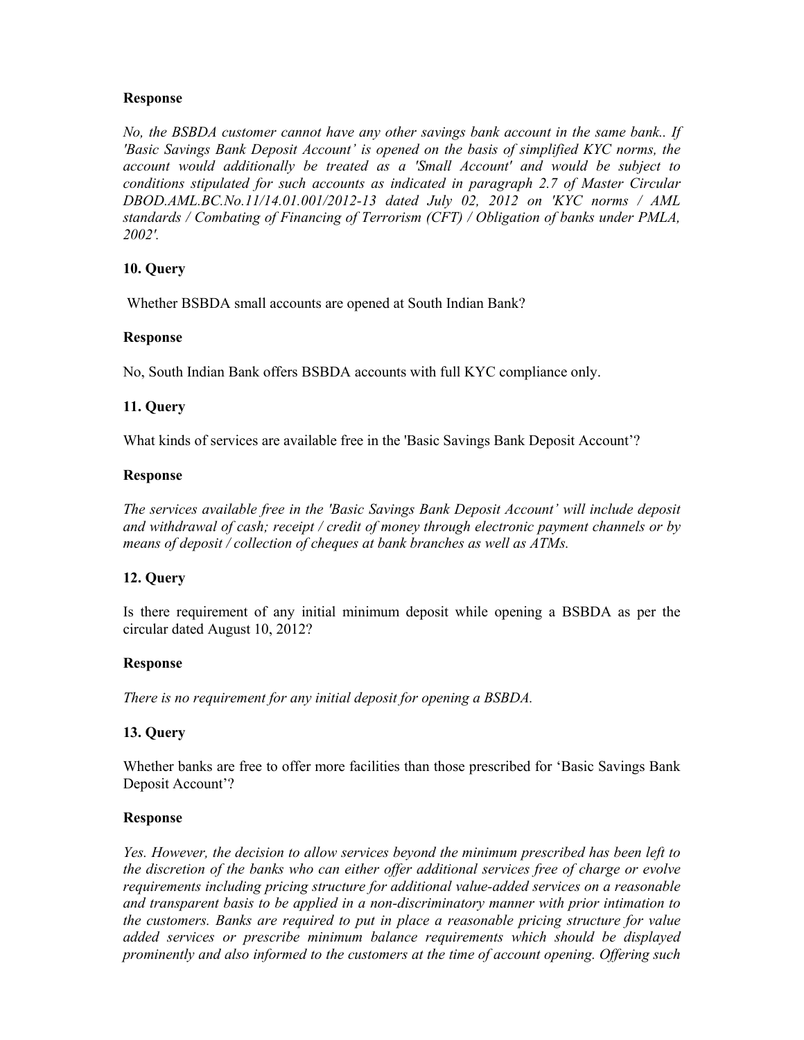**Response**

*No, the BSBDA customer cannot have any other savings bank account in the same bank.. If 'Basic Savings Bank Deposit Account' is opened on the basis of simplified KYC norms, the account would additionally be treated as a 'Small Account' and would be subject to conditions stipulated for such accounts as indicated in paragraph 2.7 of Master Circular DBOD.AML.BC.No.11/14.01.001/2012-13 dated July 02, 2012 on 'KYC norms / AML standards / Combating of Financing of Terrorism (CFT) / Obligation of banks under PMLA, 2002'.*

**10. Query**

Whether BSBDA small accounts are opened at South Indian Bank?

**Response**

No, South Indian Bank offers BSBDA accounts with full KYC compliance only.

**11. Query**

What kinds of services are available free in the 'Basic Savings Bank Deposit Account'?

**Response**

*The services available free in the 'Basic Savings Bank Deposit Account' will include deposit and withdrawal of cash; receipt / credit of money through electronic payment channels or by means of deposit / collection of cheques at bank branches as well as ATMs.*

**12. Query**

Is there requirement of any initial minimum deposit while opening a BSBDA as per the circular dated August 10, 2012?

**Response**

*There is no requirement for any initial deposit for opening a BSBDA.*

**13. Query**

Whether banks are free to offer more facilities than those prescribed for 'Basic Savings Bank Deposit Account'?

**Response**

*Yes. However, the decision to allow services beyond the minimum prescribed has been left to the discretion of the banks who can either offer additional services free of charge or evolve requirements including pricing structure for additional value-added services on a reasonable and transparent basis to be applied in a non-discriminatory manner with prior intimation to the customers. Banks are required to put in place a reasonable pricing structure for value added services or prescribe minimum balance requirements which should be displayed prominently and also informed to the customers at the time of account opening. Offering such*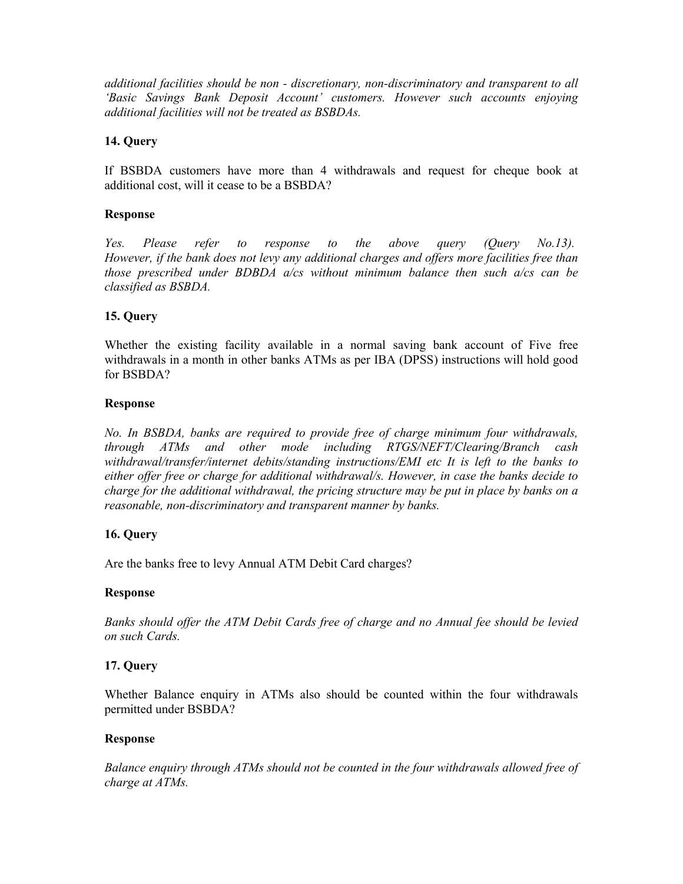*additional facilities should be non - discretionary, non-discriminatory and transparent to all 'Basic Savings Bank Deposit Account' customers. However such accounts enjoying additional facilities will not be treated as BSBDAs.*

**14. Query**

If BSBDA customers have more than 4 withdrawals and request for cheque book at additional cost, will it cease to be a BSBDA?

**Response**

*Yes. Please refer to response to the above query (Query No.13). However, if the bank does not levy any additional charges and offers more facilities free than those prescribed under BDBDA a/cs without minimum balance then such a/cs can be classified as BSBDA.*

**15. Query**

Whether the existing facility available in a normal saving bank account of Five free withdrawals in a month in other banks ATMs as per IBA (DPSS) instructions will hold good for BSBDA?

**Response**

*No. In BSBDA, banks are required to provide free of charge minimum four withdrawals, through ATMs and other mode including RTGS/NEFT/Clearing/Branch cash withdrawal/transfer/internet debits/standing instructions/EMI etc It is left to the banks to either offer free or charge for additional withdrawal/s. However, in case the banks decide to charge for the additional withdrawal, the pricing structure may be put in place by banks on a reasonable, non-discriminatory and transparent manner by banks.*

**16. Query**

Are the banks free to levy Annual ATM Debit Card charges?

**Response**

*Banks should offer the ATM Debit Cards free of charge and no Annual fee should be levied on such Cards.*

**17. Query**

Whether Balance enquiry in ATMs also should be counted within the four withdrawals permitted under BSBDA?

**Response**

*Balance enquiry through ATMs should not be counted in the four withdrawals allowed free of charge at ATMs.*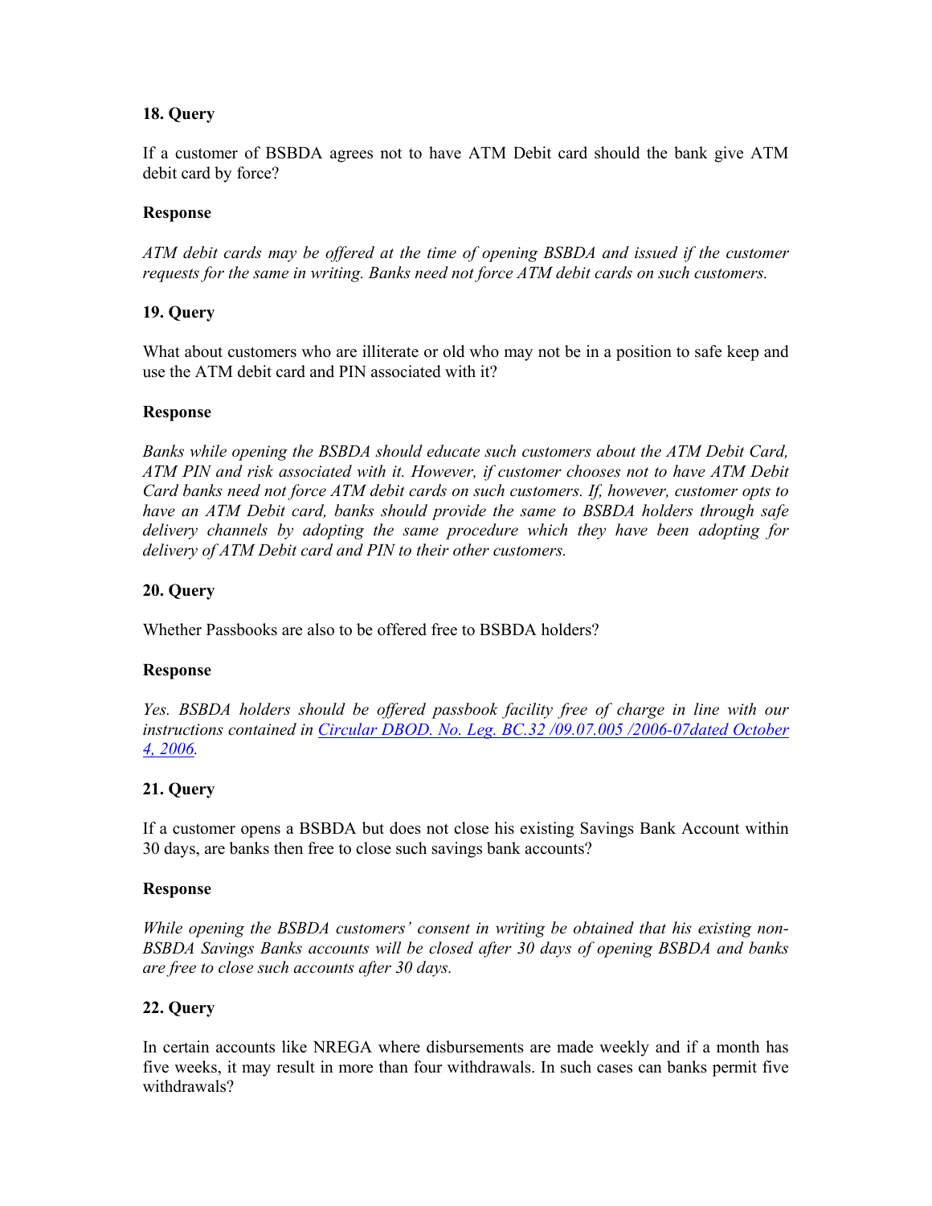**18. Query**

If a customer of BSBDA agrees not to have ATM Debit card should the bank give ATM debit card by force?

**Response**

*ATM debit cards may be offered at the time of opening BSBDA and issued if the customer requests for the same in writing. Banks need not force ATM debit cards on such customers.*

**19. Query**

What about customers who are illiterate or old who may not be in a position to safe keep and use the ATM debit card and PIN associated with it?

**Response**

*Banks while opening the BSBDA should educate such customers about the ATM Debit Card, ATM PIN and risk associated with it. However, if customer chooses not to have ATM Debit Card banks need not force ATM debit cards on such customers. If, however, customer opts to have an ATM Debit card, banks should provide the same to BSBDA holders through safe delivery channels by adopting the same procedure which they have been adopting for delivery of ATM Debit card and PIN to their other customers.*

**20. Query**

Whether Passbooks are also to be offered free to BSBDA holders?

**Response**

*Yes. BSBDA holders should be offered passbook facility free of charge in line with our instructions contained in Circular DBOD. No. Leg. BC.32 /09.07.005 /2006-07dated October 4, 2006.*

**21. Query**

If a customer opens a BSBDA but does not close his existing Savings Bank Account within 30 days, are banks then free to close such savings bank accounts?

**Response**

*While opening the BSBDA customers' consent in writing be obtained that his existing non-BSBDA Savings Banks accounts will be closed after 30 days of opening BSBDA and banks are free to close such accounts after 30 days.*

**22. Query**

In certain accounts like NREGA where disbursements are made weekly and if a month has five weeks, it may result in more than four withdrawals. In such cases can banks permit five withdrawals?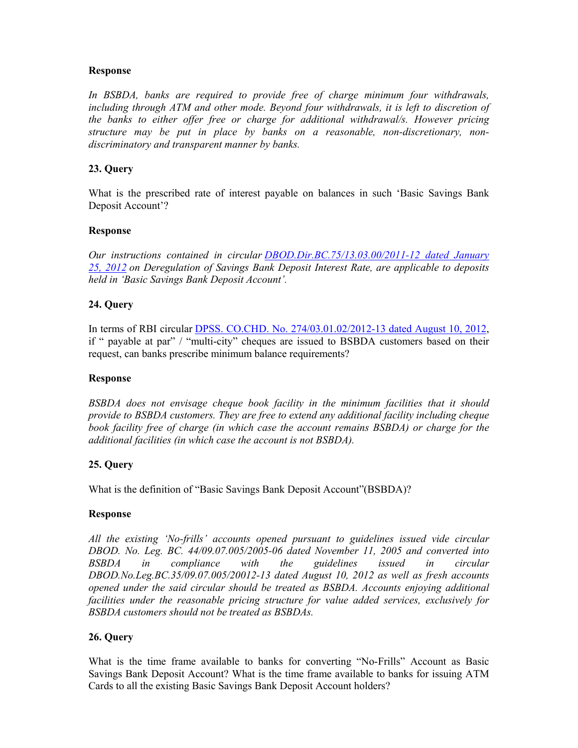**Response**

*In BSBDA, banks are required to provide free of charge minimum four withdrawals, including through ATM and other mode. Beyond four withdrawals, it is left to discretion of the banks to either offer free or charge for additional withdrawal/s. However pricing structure may be put in place by banks on a reasonable, non-discretionary, non-discriminatory and transparent manner by banks.*

**23. Query**

What is the prescribed rate of interest payable on balances in such 'Basic Savings Bank Deposit Account'?

**Response**

*Our instructions contained in circular DBOD.Dir.BC.75/13.03.00/2011-12 dated January 25, 2012 on Deregulation of Savings Bank Deposit Interest Rate, are applicable to deposits held in 'Basic Savings Bank Deposit Account'.*

**24. Query**

In terms of RBI circular DPSS. CO.CHD. No. 274/03.01.02/2012-13 dated August 10, 2012, if " payable at par" / "multi-city" cheques are issued to BSBDA customers based on their request, can banks prescribe minimum balance requirements?

**Response**

*BSBDA does not envisage cheque book facility in the minimum facilities that it should provide to BSBDA customers. They are free to extend any additional facility including cheque book facility free of charge (in which case the account remains BSBDA) or charge for the additional facilities (in which case the account is not BSBDA).*

**25. Query**

What is the definition of "Basic Savings Bank Deposit Account"(BSBDA)?

**Response**

*All the existing 'No-frills' accounts opened pursuant to guidelines issued vide circular DBOD. No. Leg. BC. 44/09.07.005/2005-06 dated November 11, 2005 and converted into BSBDA in compliance with the guidelines issued in circular DBOD.No.Leg.BC.35/09.07.005/20012-13 dated August 10, 2012 as well as fresh accounts opened under the said circular should be treated as BSBDA. Accounts enjoying additional facilities under the reasonable pricing structure for value added services, exclusively for BSBDA customers should not be treated as BSBDAs.*

**26. Query**

What is the time frame available to banks for converting "No-Frills" Account as Basic Savings Bank Deposit Account? What is the time frame available to banks for issuing ATM Cards to all the existing Basic Savings Bank Deposit Account holders?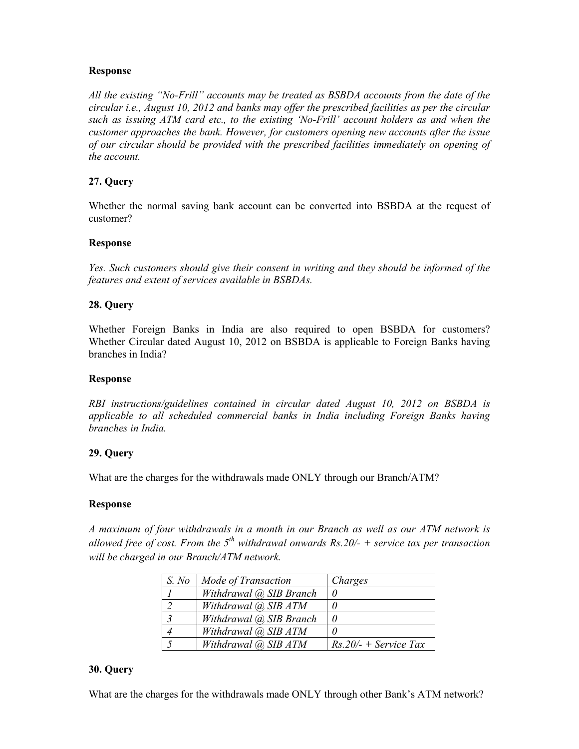**Response**

*All the existing "No-Frill" accounts may be treated as BSBDA accounts from the date of the circular i.e., August 10, 2012 and banks may offer the prescribed facilities as per the circular such as issuing ATM card etc., to the existing 'No-Frill' account holders as and when the customer approaches the bank. However, for customers opening new accounts after the issue of our circular should be provided with the prescribed facilities immediately on opening of the account.*

**27. Query**

Whether the normal saving bank account can be converted into BSBDA at the request of customer?

**Response**

*Yes. Such customers should give their consent in writing and they should be informed of the features and extent of services available in BSBDAs.*

**28. Query**

Whether Foreign Banks in India are also required to open BSBDA for customers? Whether Circular dated August 10, 2012 on BSBDA is applicable to Foreign Banks having branches in India?

**Response**

*RBI instructions/guidelines contained in circular dated August 10, 2012 on BSBDA is applicable to all scheduled commercial banks in India including Foreign Banks having branches in India.*

**29. Query**

What are the charges for the withdrawals made ONLY through our Branch/ATM?

**Response**

*A maximum of four withdrawals in a month in our Branch as well as our ATM network is allowed free of cost. From the 5th withdrawal onwards Rs.20/- + service tax per transaction will be charged in our Branch/ATM network.*

| *S. No* | *Mode of Transaction* | *Charges* |
|---|---|---|
| *1* | *Withdrawal @ SIB Branch* | *0* |
| *2* | *Withdrawal @ SIB ATM* | *0* |
| *3* | *Withdrawal @ SIB Branch* | *0* |
| *4* | *Withdrawal @ SIB ATM* | *0* |
| *5* | *Withdrawal @ SIB ATM* | *Rs.20/- + Service Tax* |

**30. Query**

What are the charges for the withdrawals made ONLY through other Bank's ATM network?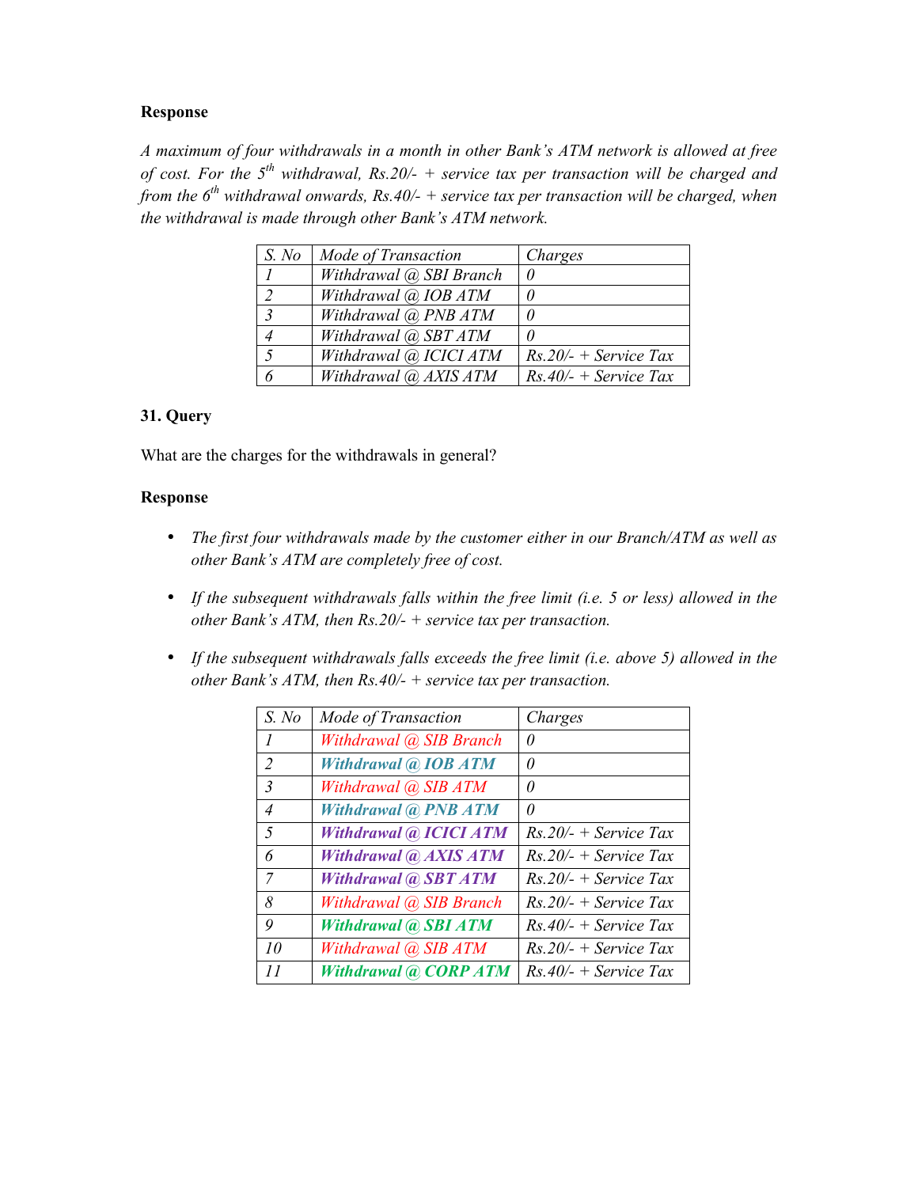**Response**

*A maximum of four withdrawals in a month in other Bank's ATM network is allowed at free of cost. For the 5th withdrawal, Rs.20/- + service tax per transaction will be charged and from the 6th withdrawal onwards, Rs.40/- + service tax per transaction will be charged, when the withdrawal is made through other Bank's ATM network.*

| S. No | Mode of Transaction | Charges |
|---|---|---|
| 1 | Withdrawal @ SBI Branch | 0 |
| 2 | Withdrawal @ IOB ATM | 0 |
| 3 | Withdrawal @ PNB ATM | 0 |
| 4 | Withdrawal @ SBT ATM | 0 |
| 5 | Withdrawal @ ICICI ATM | Rs.20/- + Service Tax |
| 6 | Withdrawal @ AXIS ATM | Rs.40/- + Service Tax |

**31. Query**

What are the charges for the withdrawals in general?

**Response**

- *The first four withdrawals made by the customer either in our Branch/ATM as well as other Bank's ATM are completely free of cost.*
- *If the subsequent withdrawals falls within the free limit (i.e. 5 or less) allowed in the other Bank's ATM, then Rs.20/- + service tax per transaction.*
- *If the subsequent withdrawals falls exceeds the free limit (i.e. above 5) allowed in the other Bank's ATM, then Rs.40/- + service tax per transaction.*

| S. No | Mode of Transaction | Charges |
|---|---|---|
| 1 | Withdrawal @ SIB Branch | 0 |
| 2 | **Withdrawal @ IOB ATM** | 0 |
| 3 | Withdrawal @ SIB ATM | 0 |
| 4 | **Withdrawal @ PNB ATM** | 0 |
| 5 | **Withdrawal @ ICICI ATM** | Rs.20/- + Service Tax |
| 6 | **Withdrawal @ AXIS ATM** | Rs.20/- + Service Tax |
| 7 | **Withdrawal @ SBT ATM** | Rs.20/- + Service Tax |
| 8 | Withdrawal @ SIB Branch | Rs.20/- + Service Tax |
| 9 | **Withdrawal @ SBI ATM** | Rs.40/- + Service Tax |
| 10 | Withdrawal @ SIB ATM | Rs.20/- + Service Tax |
| 11 | **Withdrawal @ CORP ATM** | Rs.40/- + Service Tax |